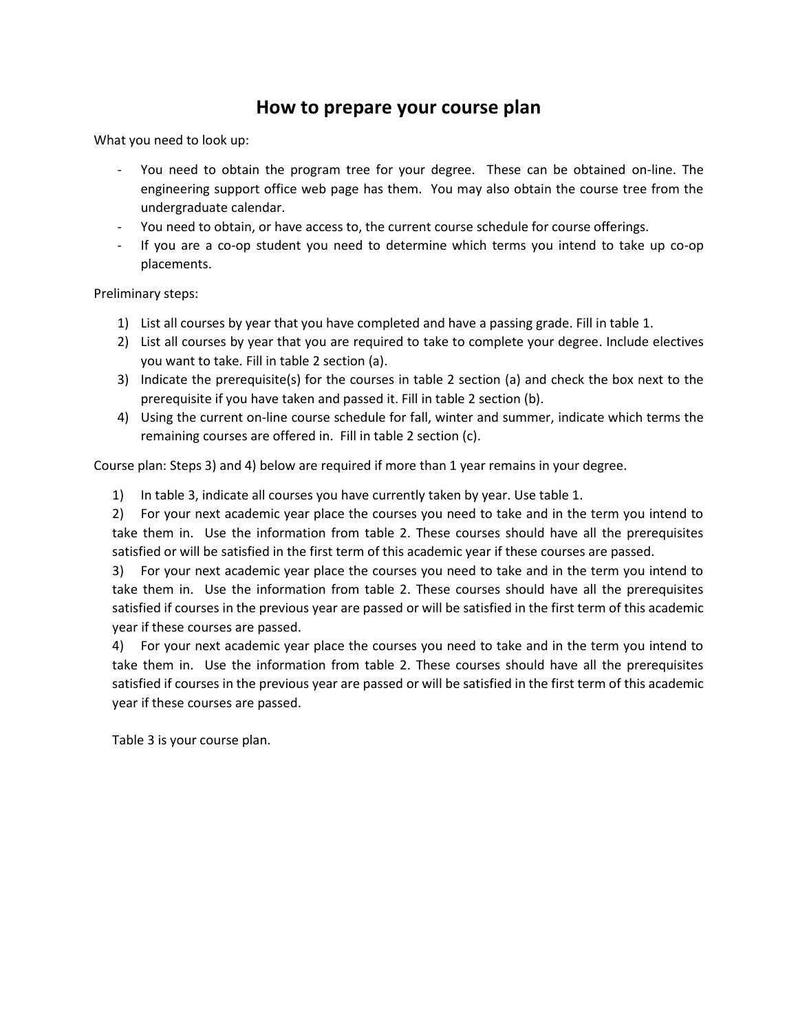# How to prepare your course plan

What you need to look up:

- You need to obtain the program tree for your degree. These can be obtained on-line. The engineering support office web page has them. You may also obtain the course tree from the undergraduate calendar.
- You need to obtain, or have access to, the current course schedule for course offerings.
- If you are a co-op student you need to determine which terms you intend to take up co-op placements.

Preliminary steps:

1) List all courses by year that you have completed and have a passing grade. Fill in table 1.
2) List all courses by year that you are required to take to complete your degree. Include electives you want to take. Fill in table 2 section (a).
3) Indicate the prerequisite(s) for the courses in table 2 section (a) and check the box next to the prerequisite if you have taken and passed it. Fill in table 2 section (b).
4) Using the current on-line course schedule for fall, winter and summer, indicate which terms the remaining courses are offered in. Fill in table 2 section (c).

Course plan: Steps 3) and 4) below are required if more than 1 year remains in your degree.

1) In table 3, indicate all courses you have currently taken by year. Use table 1.
2) For your next academic year place the courses you need to take and in the term you intend to take them in. Use the information from table 2. These courses should have all the prerequisites satisfied or will be satisfied in the first term of this academic year if these courses are passed.
3) For your next academic year place the courses you need to take and in the term you intend to take them in. Use the information from table 2. These courses should have all the prerequisites satisfied if courses in the previous year are passed or will be satisfied in the first term of this academic year if these courses are passed.
4) For your next academic year place the courses you need to take and in the term you intend to take them in. Use the information from table 2. These courses should have all the prerequisites satisfied if courses in the previous year are passed or will be satisfied in the first term of this academic year if these courses are passed.

Table 3 is your course plan.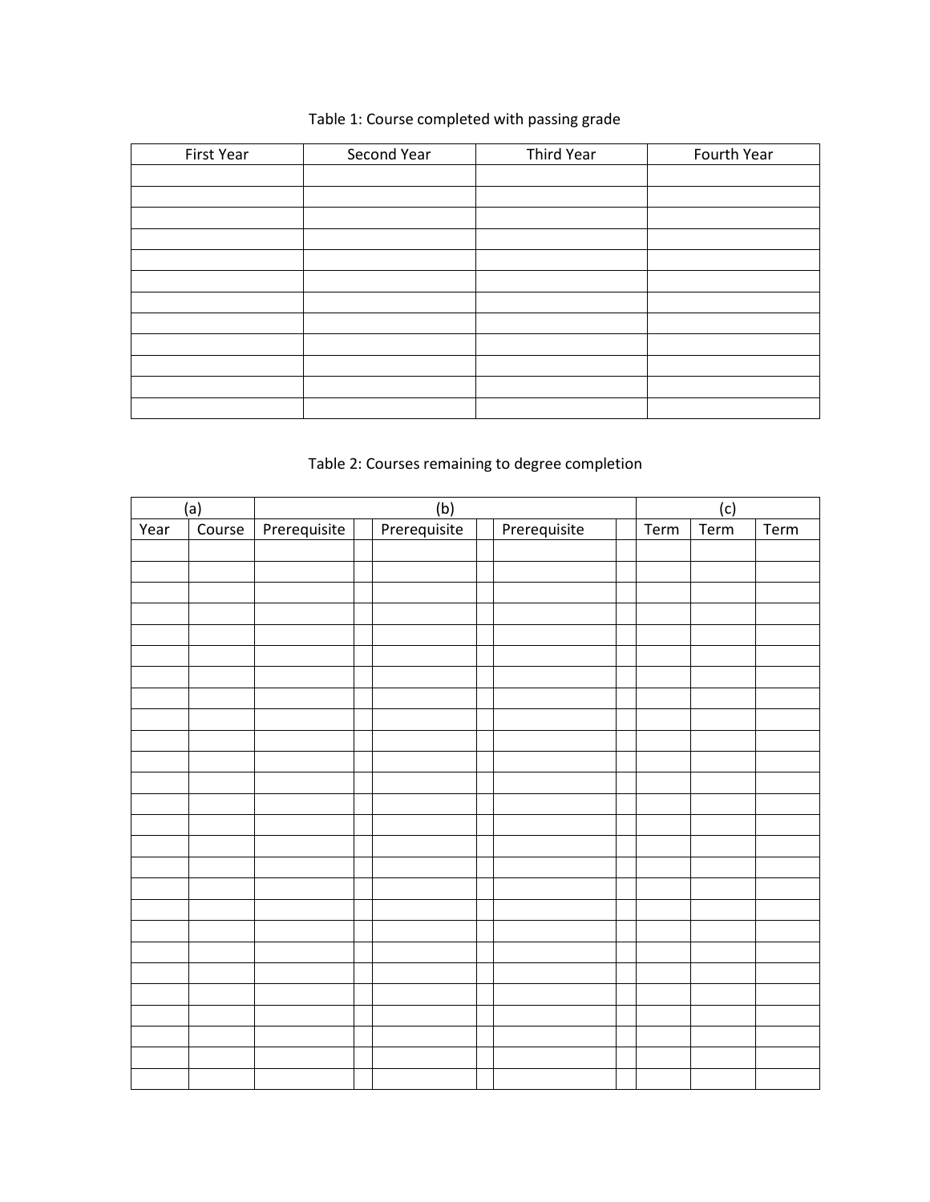Table 1: Course completed with passing grade

| First Year | Second Year | Third Year | Fourth Year |
|---|---|---|---|
| | | | |
| | | | |
| | | | |
| | | | |
| | | | |
| | | | |
| | | | |
| | | | |
| | | | |
| | | | |
| | | | |
| | | | |

Table 2: Courses remaining to degree completion

| (a) | | (b) | | | | | | (c) | | |
|---|---|---|---|---|---|---|---|---|---|---|
| Year | Course | Prerequisite | | Prerequisite | | Prerequisite | | Term | Term | Term |
| | | | | | | | | | | |
| | | | | | | | | | | |
| | | | | | | | | | | |
| | | | | | | | | | | |
| | | | | | | | | | | |
| | | | | | | | | | | |
| | | | | | | | | | | |
| | | | | | | | | | | |
| | | | | | | | | | | |
| | | | | | | | | | | |
| | | | | | | | | | | |
| | | | | | | | | | | |
| | | | | | | | | | | |
| | | | | | | | | | | |
| | | | | | | | | | | |
| | | | | | | | | | | |
| | | | | | | | | | | |
| | | | | | | | | | | |
| | | | | | | | | | | |
| | | | | | | | | | | |
| | | | | | | | | | | |
| | | | | | | | | | | |
| | | | | | | | | | | |
| | | | | | | | | | | |
| | | | | | | | | | | |
| | | | | | | | | | | |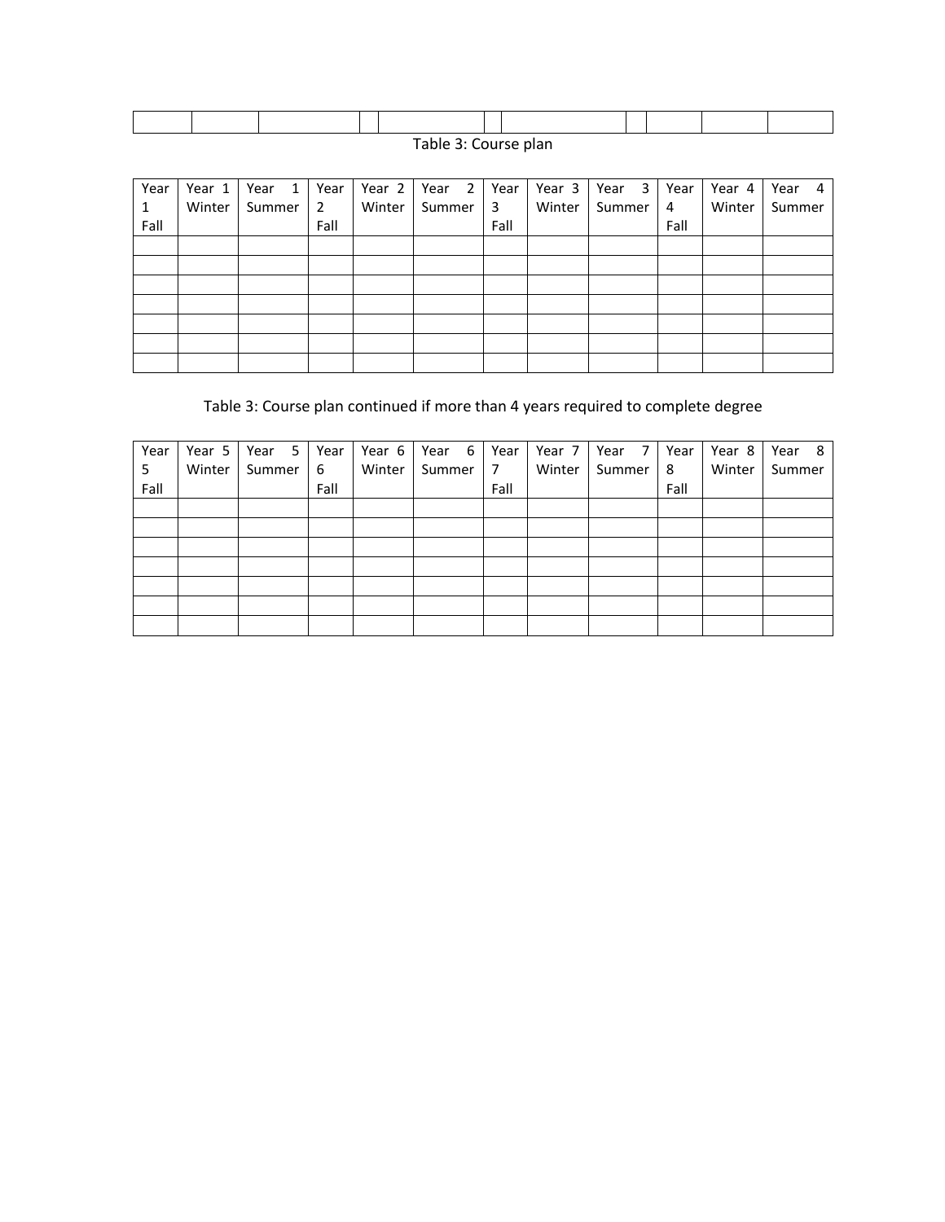| | | | | | | | | | | |
|---|---|---|---|---|---|---|---|---|---|---|
| | | | | | | | | | | |

Table 3: Course plan

| Year 1 Fall | Year 1 Winter | Year 1 Summer | Year 2 Fall | Year 2 Winter | Year 2 Summer | Year 3 Fall | Year 3 Winter | Year 3 Summer | Year 4 Fall | Year 4 Winter | Year 4 Summer |
|---|---|---|---|---|---|---|---|---|---|---|---|
| | | | | | | | | | | | |
| | | | | | | | | | | | |
| | | | | | | | | | | | |
| | | | | | | | | | | | |
| | | | | | | | | | | | |
| | | | | | | | | | | | |
| | | | | | | | | | | | |

Table 3: Course plan continued if more than 4 years required to complete degree

| Year 5 Fall | Year 5 Winter | Year 5 Summer | Year 6 Fall | Year 6 Winter | Year 6 Summer | Year 7 Fall | Year 7 Winter | Year 7 Summer | Year 8 Fall | Year 8 Winter | Year 8 Summer |
|---|---|---|---|---|---|---|---|---|---|---|---|
| | | | | | | | | | | | |
| | | | | | | | | | | | |
| | | | | | | | | | | | |
| | | | | | | | | | | | |
| | | | | | | | | | | | |
| | | | | | | | | | | | |
| | | | | | | | | | | | |